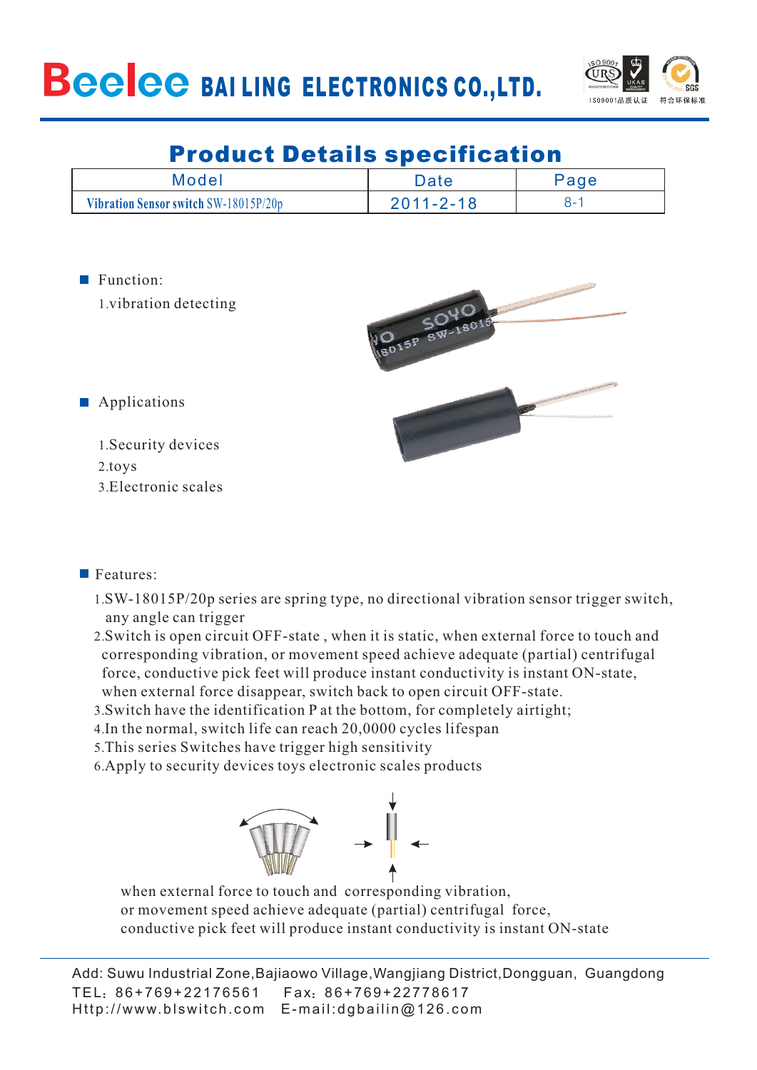# Beelee BAI LING ELECTRONICS CO.,LTD.

## Product Details specification

| Model | Date | Page |
|---|---|---|
| Vibration Sensor switch SW-18015P/20p | 2011-2-18 | 8-1 |

- **Function:**

  1.vibration detecting

- **Applications**

  1.Security devices
  2.toys
  3.Electronic scales

- **Features:**

  1.SW-18015P/20p series are spring type, no directional vibration sensor trigger switch, any angle can trigger
  2.Switch is open circuit OFF-state , when it is static, when external force to touch and corresponding vibration, or movement speed achieve adequate (partial) centrifugal force, conductive pick feet will produce instant conductivity is instant ON-state, when external force disappear, switch back to open circuit OFF-state.
  3.Switch have the identification P at the bottom, for completely airtight;
  4.In the normal, switch life can reach 20,0000 cycles lifespan
  5.This series Switches have trigger high sensitivity
  6.Apply to security devices toys electronic scales products

when external force to touch and corresponding vibration, or movement speed achieve adequate (partial) centrifugal force, conductive pick feet will produce instant conductivity is instant ON-state

Add: Suwu Industrial Zone,Bajiaowo Village,Wangjiang District,Dongguan, Guangdong
TEL：86+769+22176561 Fax：86+769+22778617
Http://www.blswitch.com E-mail:dgbailin@126.com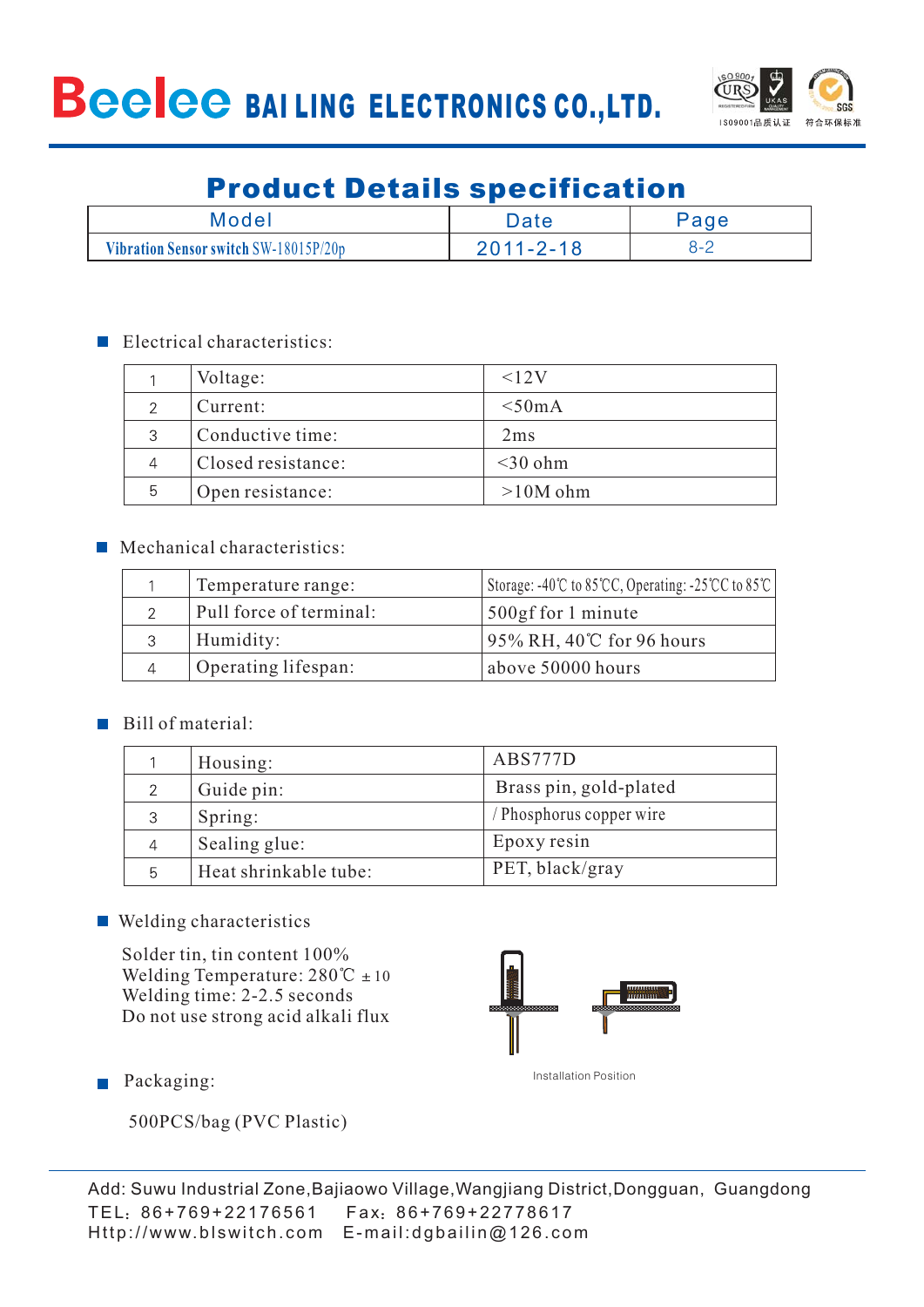# Beelee BAI LING ELECTRONICS CO.,LTD.

ISO9001品质认证 符合环保标准

## Product Details specification

| Model | Date | Page |
|---|---|---|
| Vibration Sensor switch SW-18015P/20p | 2011-2-18 | 8-2 |

### Electrical characteristics:

| | | |
|---|---|---|
| 1 | Voltage: | <12V |
| 2 | Current: | <50mA |
| 3 | Conductive time: | 2ms |
| 4 | Closed resistance: | <30 ohm |
| 5 | Open resistance: | >10M ohm |

### Mechanical characteristics:

| | | |
|---|---|---|
| 1 | Temperature range: | Storage: -40℃ to 85℃C, Operating: -25℃C to 85℃ |
| 2 | Pull force of terminal: | 500gf for 1 minute |
| 3 | Humidity: | 95% RH, 40℃ for 96 hours |
| 4 | Operating lifespan: | above 50000 hours |

### Bill of material:

| | | |
|---|---|---|
| 1 | Housing: | ABS777D |
| 2 | Guide pin: | Brass pin, gold-plated |
| 3 | Spring: | / Phosphorus copper wire |
| 4 | Sealing glue: | Epoxy resin |
| 5 | Heat shrinkable tube: | PET, black/gray |

### Welding characteristics

Solder tin, tin content 100%
Welding Temperature: 280℃ ±10
Welding time: 2-2.5 seconds
Do not use strong acid alkali flux

Installation Position

### Packaging:

500PCS/bag (PVC Plastic)

Add: Suwu Industrial Zone,Bajiaowo Village,Wangjiang District,Dongguan, Guangdong
TEL：86+769+22176561 Fax：86+769+22778617
Http://www.blswitch.com E-mail:dgbailin@126.com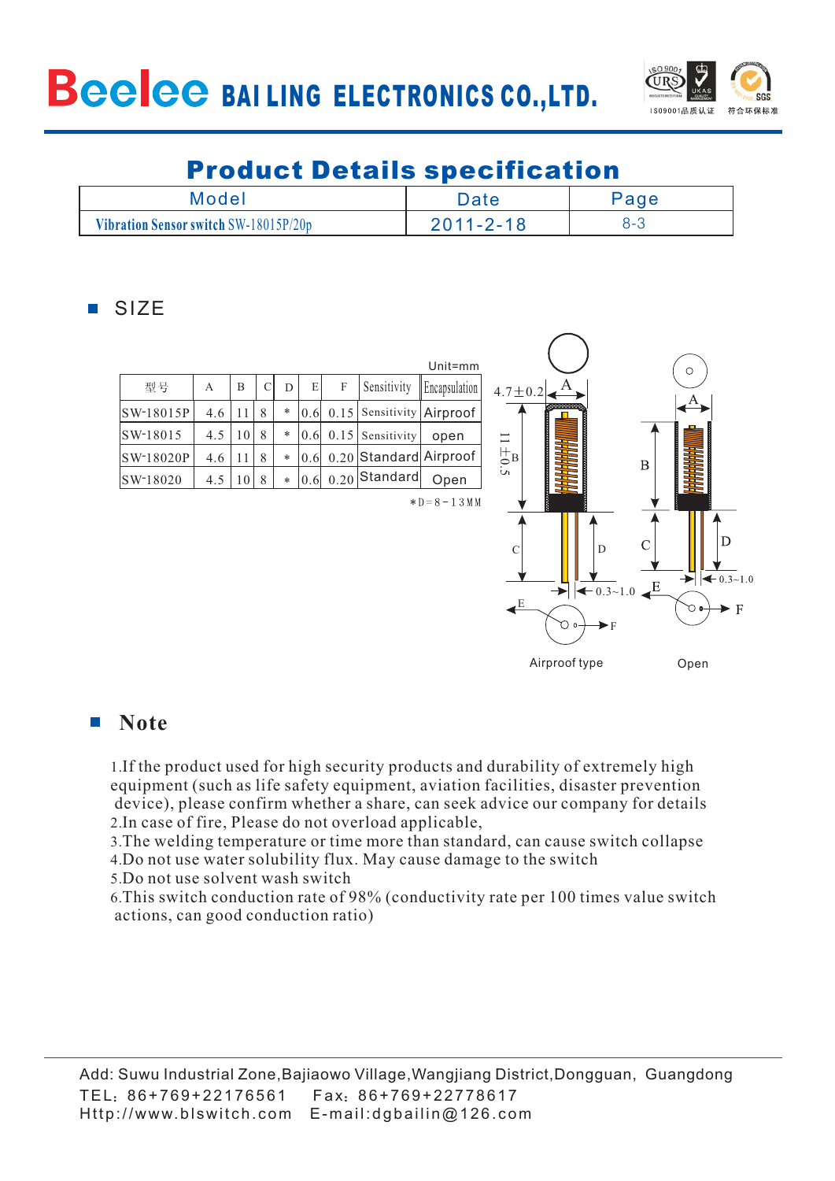# Beelee BAI LING ELECTRONICS CO.,LTD.

ISO9001品质认证 符合环保标准

## Product Details specification

| Model | Date | Page |
|---|---|---|
| Vibration Sensor switch SW-18015P/20p | 2011-2-18 | 8-3 |

## SIZE

Unit=mm

| 型号 | A | B | C | D | E | F | Sensitivity | Encapsulation |
|---|---|---|---|---|---|---|---|---|
| SW-18015P | 4.6 | 11 | 8 | * | 0.6 | 0.15 | Sensitivity | Airproof |
| SW-18015 | 4.5 | 10 | 8 | * | 0.6 | 0.15 | Sensitivity | open |
| SW-18020P | 4.6 | 11 | 8 | * | 0.6 | 0.20 | Standard | Airproof |
| SW-18020 | 4.5 | 10 | 8 | * | 0.6 | 0.20 | Standard | Open |

*D=8-13MM

4.7±0.2 A
11±0.5 B
C
D
0.3~1.0
E
F
Airproof type

A
B
C
D
0.3~1.0
E
F
Open

## Note

1.If the product used for high security products and durability of extremely high equipment (such as life safety equipment, aviation facilities, disaster prevention device), please confirm whether a share, can seek advice our company for details
2.In case of fire, Please do not overload applicable,
3.The welding temperature or time more than standard, can cause switch collapse
4.Do not use water solubility flux. May cause damage to the switch
5.Do not use solvent wash switch
6.This switch conduction rate of 98% (conductivity rate per 100 times value switch actions, can good conduction ratio)

Add: Suwu Industrial Zone,Bajiaowo Village,Wangjiang District,Dongguan, Guangdong
TEL：86+769+22176561 Fax：86+769+22778617
Http://www.blswitch.com E-mail:dgbailin@126.com